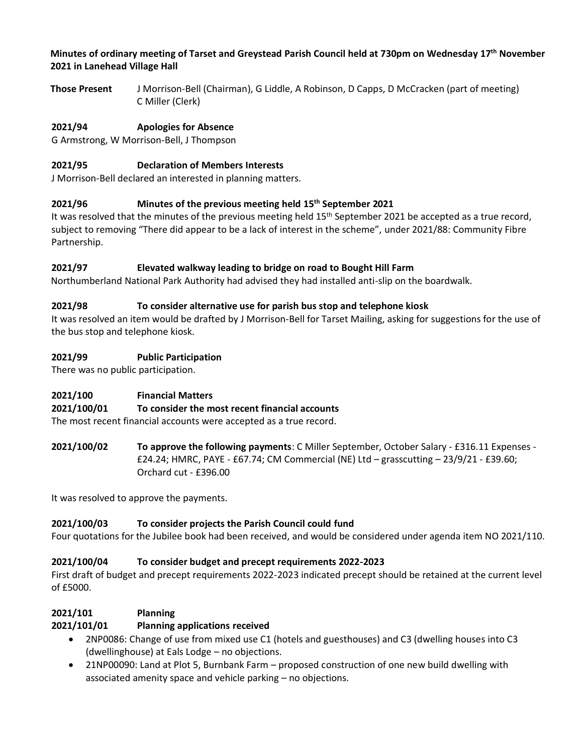**Minutes of ordinary meeting of Tarset and Greystead Parish Council held at 730pm on Wednesday 17th November 2021 in Lanehead Village Hall**

**Those Present** J Morrison-Bell (Chairman), G Liddle, A Robinson, D Capps, D McCracken (part of meeting) C Miller (Clerk)

### 2021/94 Apologies for Absence

G Armstrong, W Morrison-Bell, J Thompson

### 2021/95 Declaration of Members Interests

J Morrison-Bell declared an interested in planning matters.

### 2021/96 Minutes of the previous meeting held 15th September 2021

It was resolved that the minutes of the previous meeting held 15th September 2021 be accepted as a true record, subject to removing "There did appear to be a lack of interest in the scheme", under 2021/88: Community Fibre Partnership.

### 2021/97 Elevated walkway leading to bridge on road to Bought Hill Farm

Northumberland National Park Authority had advised they had installed anti-slip on the boardwalk.

### 2021/98 To consider alternative use for parish bus stop and telephone kiosk

It was resolved an item would be drafted by J Morrison-Bell for Tarset Mailing, asking for suggestions for the use of the bus stop and telephone kiosk.

### 2021/99 Public Participation

There was no public participation.

### 2021/100 Financial Matters

### 2021/100/01 To consider the most recent financial accounts

The most recent financial accounts were accepted as a true record.

**2021/100/02 To approve the following payments**: C Miller September, October Salary - £316.11 Expenses - £24.24; HMRC, PAYE - £67.74; CM Commercial (NE) Ltd – grasscutting – 23/9/21 - £39.60; Orchard cut - £396.00

It was resolved to approve the payments.

### 2021/100/03 To consider projects the Parish Council could fund

Four quotations for the Jubilee book had been received, and would be considered under agenda item NO 2021/110.

### 2021/100/04 To consider budget and precept requirements 2022-2023

First draft of budget and precept requirements 2022-2023 indicated precept should be retained at the current level of £5000.

### 2021/101 Planning

### 2021/101/01 Planning applications received

- 2NP0086: Change of use from mixed use C1 (hotels and guesthouses) and C3 (dwelling houses into C3 (dwellinghouse) at Eals Lodge – no objections.
- 21NP00090: Land at Plot 5, Burnbank Farm – proposed construction of one new build dwelling with associated amenity space and vehicle parking – no objections.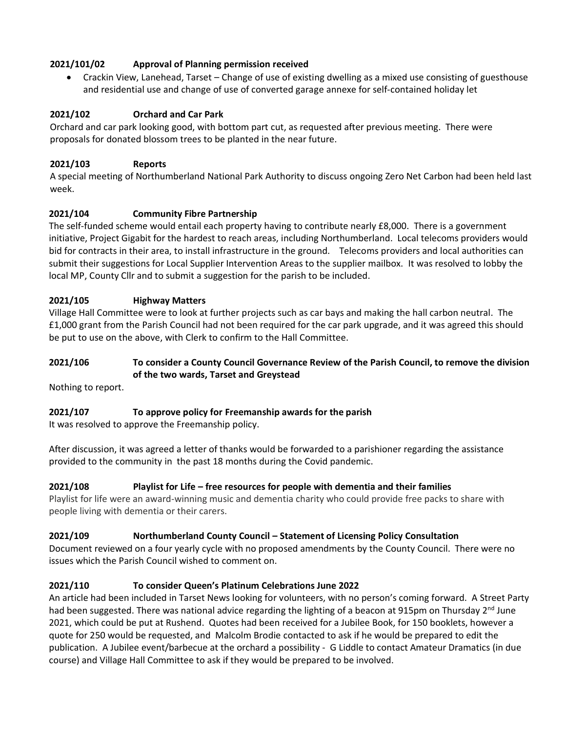**2021/101/02 Approval of Planning permission received**

- Crackin View, Lanehead, Tarset – Change of use of existing dwelling as a mixed use consisting of guesthouse and residential use and change of use of converted garage annexe for self-contained holiday let

**2021/102 Orchard and Car Park**

Orchard and car park looking good, with bottom part cut, as requested after previous meeting. There were proposals for donated blossom trees to be planted in the near future.

**2021/103 Reports**

A special meeting of Northumberland National Park Authority to discuss ongoing Zero Net Carbon had been held last week.

**2021/104 Community Fibre Partnership**

The self-funded scheme would entail each property having to contribute nearly £8,000. There is a government initiative, Project Gigabit for the hardest to reach areas, including Northumberland. Local telecoms providers would bid for contracts in their area, to install infrastructure in the ground. Telecoms providers and local authorities can submit their suggestions for Local Supplier Intervention Areas to the supplier mailbox. It was resolved to lobby the local MP, County Cllr and to submit a suggestion for the parish to be included.

**2021/105 Highway Matters**

Village Hall Committee were to look at further projects such as car bays and making the hall carbon neutral. The £1,000 grant from the Parish Council had not been required for the car park upgrade, and it was agreed this should be put to use on the above, with Clerk to confirm to the Hall Committee.

**2021/106 To consider a County Council Governance Review of the Parish Council, to remove the division of the two wards, Tarset and Greystead**

Nothing to report.

**2021/107 To approve policy for Freemanship awards for the parish**

It was resolved to approve the Freemanship policy.

After discussion, it was agreed a letter of thanks would be forwarded to a parishioner regarding the assistance provided to the community in the past 18 months during the Covid pandemic.

**2021/108 Playlist for Life – free resources for people with dementia and their families**

Playlist for life were an award-winning music and dementia charity who could provide free packs to share with people living with dementia or their carers.

**2021/109 Northumberland County Council – Statement of Licensing Policy Consultation**

Document reviewed on a four yearly cycle with no proposed amendments by the County Council. There were no issues which the Parish Council wished to comment on.

**2021/110 To consider Queen's Platinum Celebrations June 2022**

An article had been included in Tarset News looking for volunteers, with no person's coming forward. A Street Party had been suggested. There was national advice regarding the lighting of a beacon at 915pm on Thursday 2nd June 2021, which could be put at Rushend. Quotes had been received for a Jubilee Book, for 150 booklets, however a quote for 250 would be requested, and Malcolm Brodie contacted to ask if he would be prepared to edit the publication. A Jubilee event/barbecue at the orchard a possibility - G Liddle to contact Amateur Dramatics (in due course) and Village Hall Committee to ask if they would be prepared to be involved.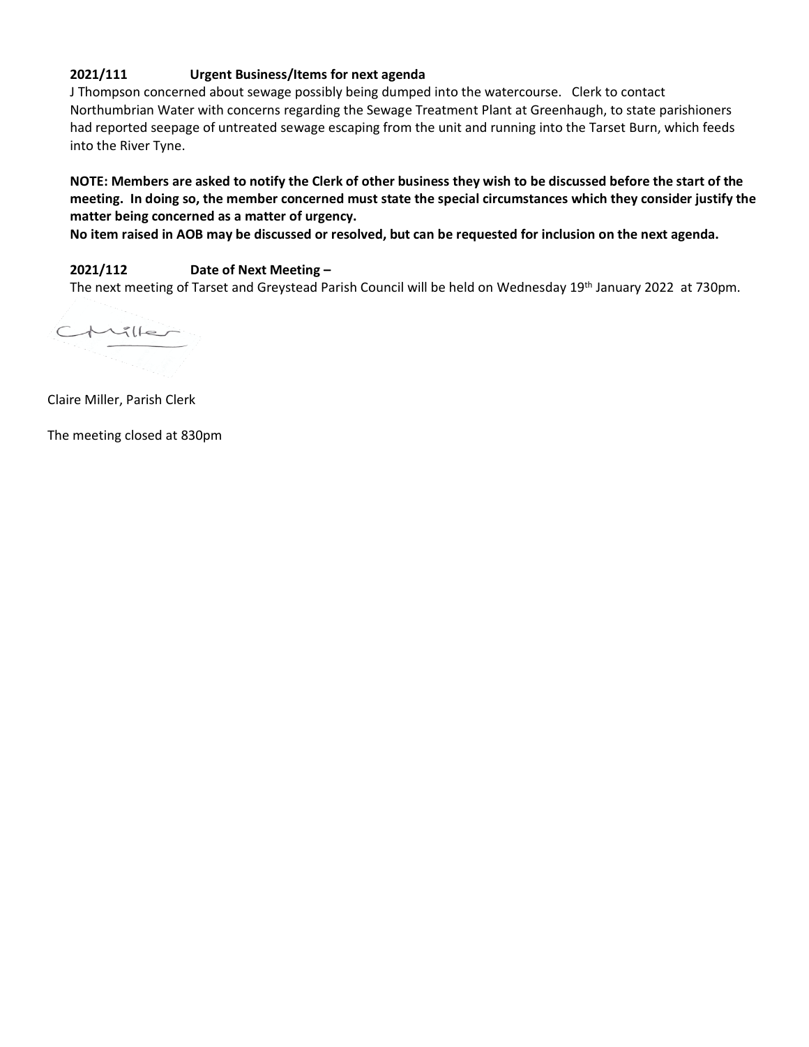**2021/111 Urgent Business/Items for next agenda**

J Thompson concerned about sewage possibly being dumped into the watercourse. Clerk to contact Northumbrian Water with concerns regarding the Sewage Treatment Plant at Greenhaugh, to state parishioners had reported seepage of untreated sewage escaping from the unit and running into the Tarset Burn, which feeds into the River Tyne.

**NOTE: Members are asked to notify the Clerk of other business they wish to be discussed before the start of the meeting. In doing so, the member concerned must state the special circumstances which they consider justify the matter being concerned as a matter of urgency.**

**No item raised in AOB may be discussed or resolved, but can be requested for inclusion on the next agenda.**

**2021/112 Date of Next Meeting –**

The next meeting of Tarset and Greystead Parish Council will be held on Wednesday 19th January 2022 at 730pm.

Claire Miller, Parish Clerk

The meeting closed at 830pm